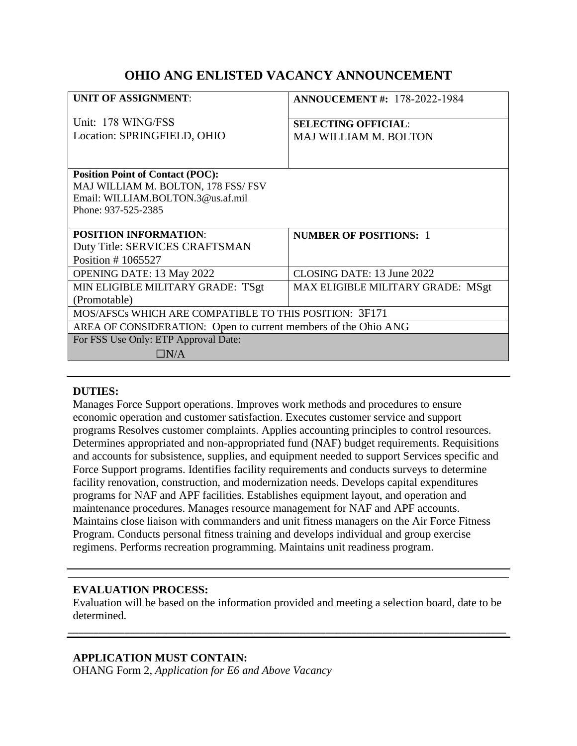# OHIO ANG ENLISTED VACANCY ANNOUNCEMENT

| **UNIT OF ASSIGNMENT**:<br><br>Unit: 178 WING/FSS<br>Location: SPRINGFIELD, OHIO | **ANNOUCEMENT #:** 178-2022-1984<br><br>**SELECTING OFFICIAL**:<br>MAJ WILLIAM M. BOLTON |
|---|---|
| **Position Point of Contact (POC):**<br>MAJ WILLIAM M. BOLTON, 178 FSS/ FSV<br>Email: WILLIAM.BOLTON.3@us.af.mil<br>Phone: 937-525-2385 | |
| **POSITION INFORMATION**:<br>Duty Title: SERVICES CRAFTSMAN<br>Position # 1065527 | **NUMBER OF POSITIONS:** 1 |
| OPENING DATE: 13 May 2022 | CLOSING DATE: 13 June 2022 |
| MIN ELIGIBLE MILITARY GRADE: TSgt (Promotable) | MAX ELIGIBLE MILITARY GRADE: MSgt |
| MOS/AFSCs WHICH ARE COMPATIBLE TO THIS POSITION: 3F171 | |
| AREA OF CONSIDERATION: Open to current members of the Ohio ANG | |
| For FSS Use Only: ETP Approval Date:<br>☐N/A | |

**DUTIES:**

Manages Force Support operations. Improves work methods and procedures to ensure economic operation and customer satisfaction. Executes customer service and support programs Resolves customer complaints. Applies accounting principles to control resources. Determines appropriated and non-appropriated fund (NAF) budget requirements. Requisitions and accounts for subsistence, supplies, and equipment needed to support Services specific and Force Support programs. Identifies facility requirements and conducts surveys to determine facility renovation, construction, and modernization needs. Develops capital expenditures programs for NAF and APF facilities. Establishes equipment layout, and operation and maintenance procedures. Manages resource management for NAF and APF accounts. Maintains close liaison with commanders and unit fitness managers on the Air Force Fitness Program. Conducts personal fitness training and develops individual and group exercise regimens. Performs recreation programming. Maintains unit readiness program.

**EVALUATION PROCESS:**

Evaluation will be based on the information provided and meeting a selection board, date to be determined.

**APPLICATION MUST CONTAIN:**

OHANG Form 2, *Application for E6 and Above Vacancy*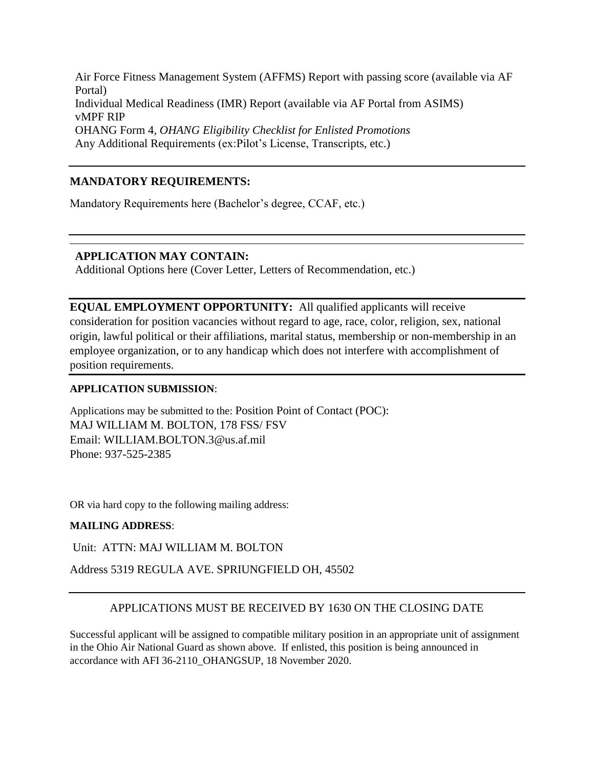Air Force Fitness Management System (AFFMS) Report with passing score (available via AF Portal)
Individual Medical Readiness (IMR) Report (available via AF Portal from ASIMS)
vMPF RIP
OHANG Form 4, *OHANG Eligibility Checklist for Enlisted Promotions*
Any Additional Requirements (ex:Pilot's License, Transcripts, etc.)

---

**MANDATORY REQUIREMENTS:**

Mandatory Requirements here (Bachelor's degree, CCAF, etc.)

---

**APPLICATION MAY CONTAIN:**
Additional Options here (Cover Letter, Letters of Recommendation, etc.)

---

**EQUAL EMPLOYMENT OPPORTUNITY:** All qualified applicants will receive consideration for position vacancies without regard to age, race, color, religion, sex, national origin, lawful political or their affiliations, marital status, membership or non-membership in an employee organization, or to any handicap which does not interfere with accomplishment of position requirements.

---

**APPLICATION SUBMISSION**:

Applications may be submitted to the: Position Point of Contact (POC):
MAJ WILLIAM M. BOLTON, 178 FSS/ FSV
Email: WILLIAM.BOLTON.3@us.af.mil
Phone: 937-525-2385

OR via hard copy to the following mailing address:

**MAILING ADDRESS**:

Unit: ATTN: MAJ WILLIAM M. BOLTON

Address 5319 REGULA AVE. SPRIUNGFIELD OH, 45502

---

APPLICATIONS MUST BE RECEIVED BY 1630 ON THE CLOSING DATE

Successful applicant will be assigned to compatible military position in an appropriate unit of assignment in the Ohio Air National Guard as shown above. If enlisted, this position is being announced in accordance with AFI 36-2110_OHANGSUP, 18 November 2020.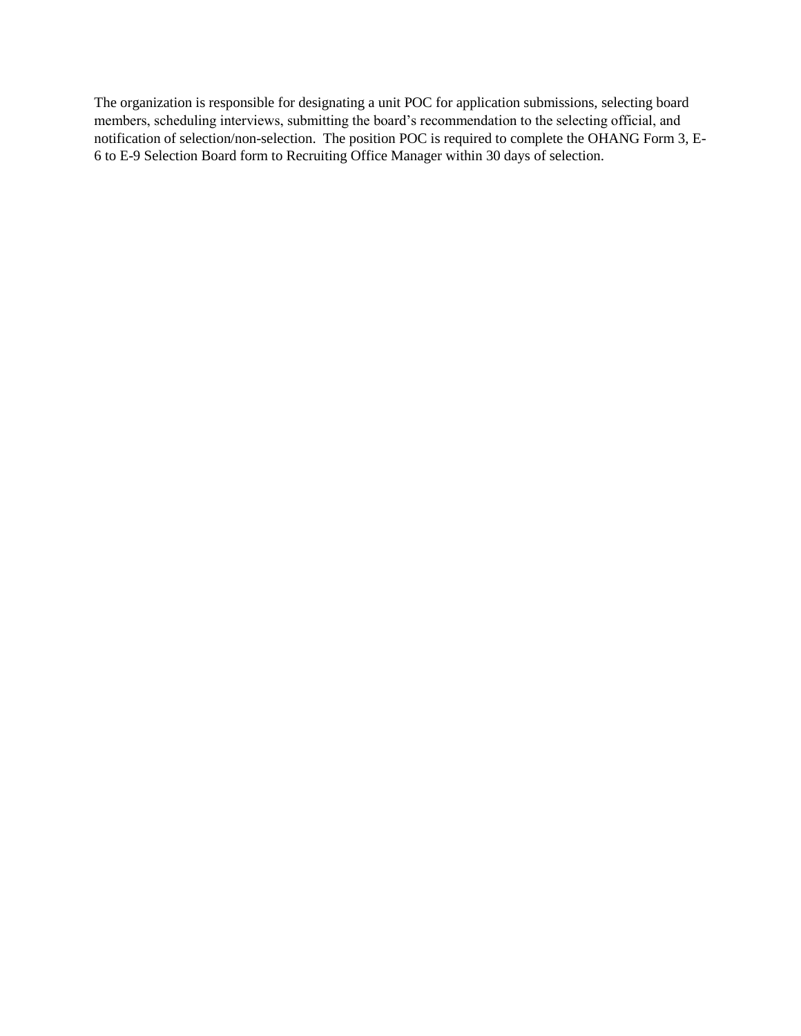The organization is responsible for designating a unit POC for application submissions, selecting board members, scheduling interviews, submitting the board's recommendation to the selecting official, and notification of selection/non-selection. The position POC is required to complete the OHANG Form 3, E-6 to E-9 Selection Board form to Recruiting Office Manager within 30 days of selection.